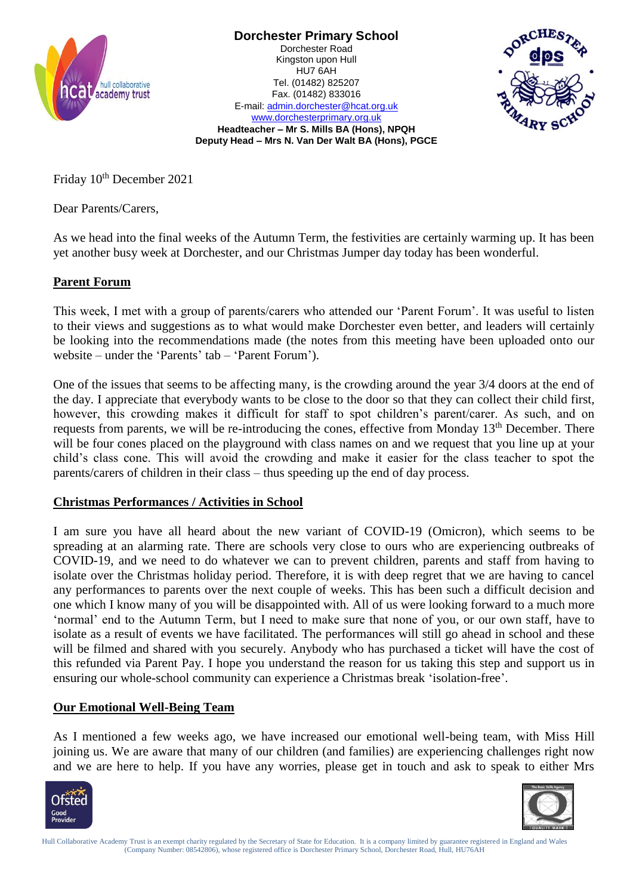**Dorchester Primary School**
Dorchester Road
Kingston upon Hull
HU7 6AH
Tel. (01482) 825207
Fax. (01482) 833016
E-mail: admin.dorchester@hcat.org.uk
www.dorchesterprimary.org.uk
**Headteacher – Mr S. Mills BA (Hons), NPQH**
**Deputy Head – Mrs N. Van Der Walt BA (Hons), PGCE**

Friday 10th December 2021

Dear Parents/Carers,

As we head into the final weeks of the Autumn Term, the festivities are certainly warming up. It has been yet another busy week at Dorchester, and our Christmas Jumper day today has been wonderful.

## Parent Forum

This week, I met with a group of parents/carers who attended our 'Parent Forum'. It was useful to listen to their views and suggestions as to what would make Dorchester even better, and leaders will certainly be looking into the recommendations made (the notes from this meeting have been uploaded onto our website – under the 'Parents' tab – 'Parent Forum').

One of the issues that seems to be affecting many, is the crowding around the year 3/4 doors at the end of the day. I appreciate that everybody wants to be close to the door so that they can collect their child first, however, this crowding makes it difficult for staff to spot children's parent/carer. As such, and on requests from parents, we will be re-introducing the cones, effective from Monday 13th December. There will be four cones placed on the playground with class names on and we request that you line up at your child's class cone. This will avoid the crowding and make it easier for the class teacher to spot the parents/carers of children in their class – thus speeding up the end of day process.

## Christmas Performances / Activities in School

I am sure you have all heard about the new variant of COVID-19 (Omicron), which seems to be spreading at an alarming rate. There are schools very close to ours who are experiencing outbreaks of COVID-19, and we need to do whatever we can to prevent children, parents and staff from having to isolate over the Christmas holiday period. Therefore, it is with deep regret that we are having to cancel any performances to parents over the next couple of weeks. This has been such a difficult decision and one which I know many of you will be disappointed with. All of us were looking forward to a much more 'normal' end to the Autumn Term, but I need to make sure that none of you, or our own staff, have to isolate as a result of events we have facilitated. The performances will still go ahead in school and these will be filmed and shared with you securely. Anybody who has purchased a ticket will have the cost of this refunded via Parent Pay. I hope you understand the reason for us taking this step and support us in ensuring our whole-school community can experience a Christmas break 'isolation-free'.

## Our Emotional Well-Being Team

As I mentioned a few weeks ago, we have increased our emotional well-being team, with Miss Hill joining us. We are aware that many of our children (and families) are experiencing challenges right now and we are here to help. If you have any worries, please get in touch and ask to speak to either Mrs

Hull Collaborative Academy Trust is an exempt charity regulated by the Secretary of State for Education. It is a company limited by guarantee registered in England and Wales (Company Number: 08542806), whose registered office is Dorchester Primary School, Dorchester Road, Hull, HU76AH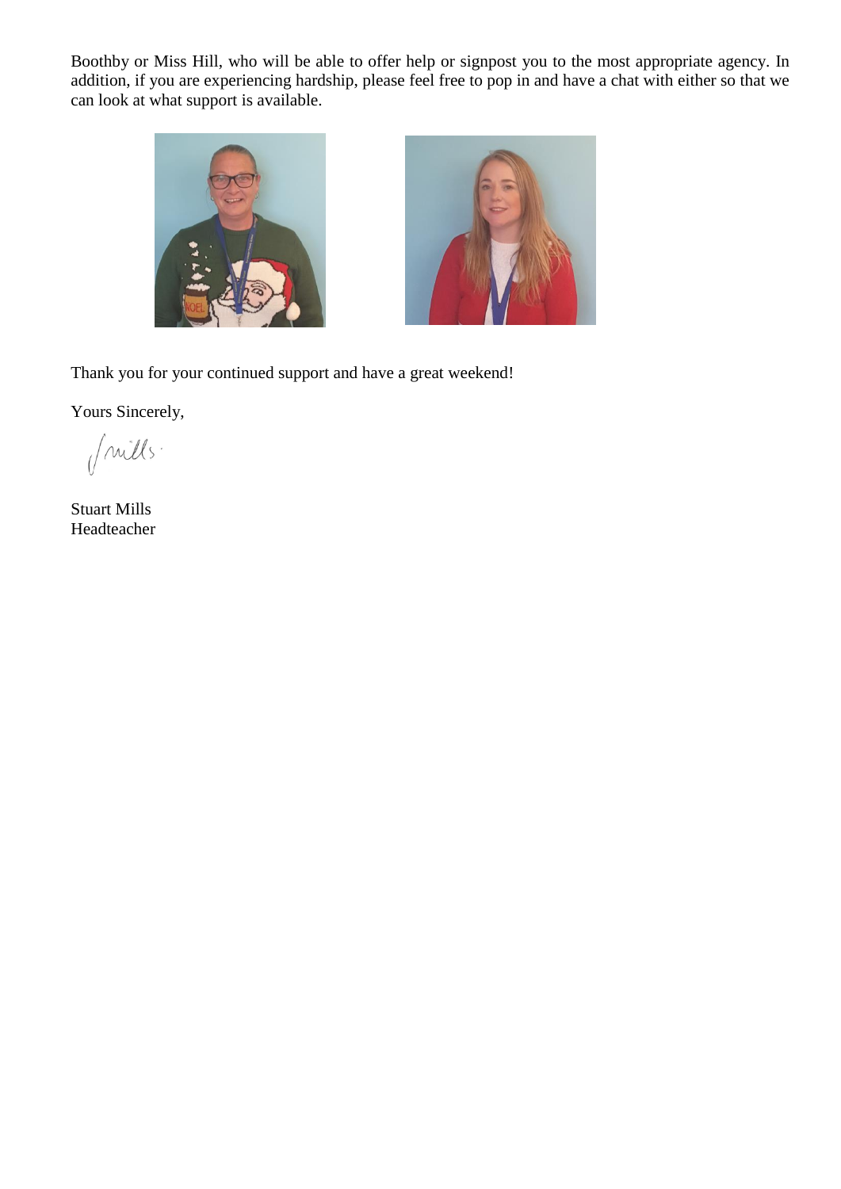Boothby or Miss Hill, who will be able to offer help or signpost you to the most appropriate agency. In addition, if you are experiencing hardship, please feel free to pop in and have a chat with either so that we can look at what support is available.

Thank you for your continued support and have a great weekend!

Yours Sincerely,

Stuart Mills
Headteacher